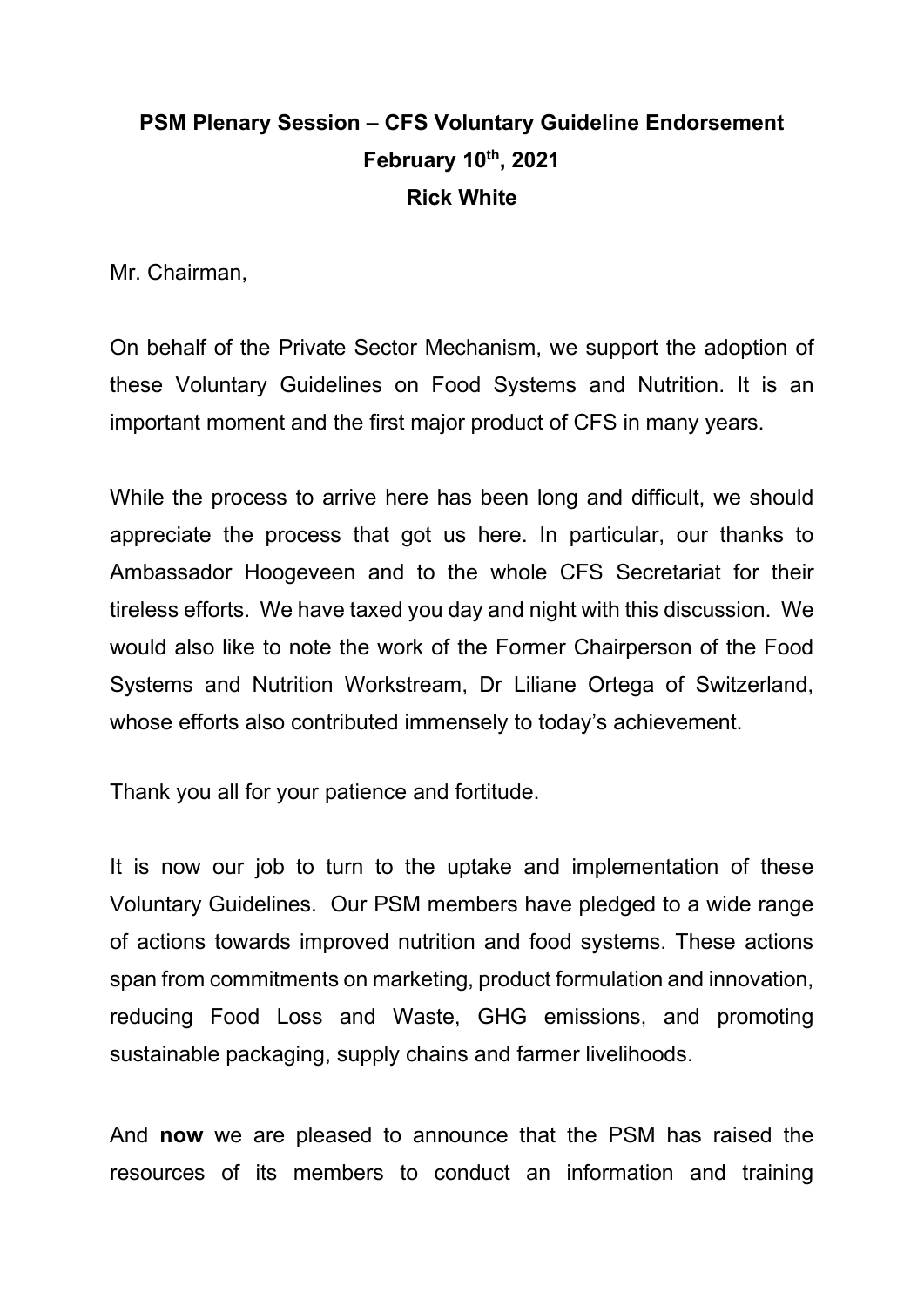**PSM Plenary Session – CFS Voluntary Guideline Endorsement**
**February 10th, 2021**
**Rick White**

Mr. Chairman,

On behalf of the Private Sector Mechanism, we support the adoption of these Voluntary Guidelines on Food Systems and Nutrition. It is an important moment and the first major product of CFS in many years.

While the process to arrive here has been long and difficult, we should appreciate the process that got us here. In particular, our thanks to Ambassador Hoogeveen and to the whole CFS Secretariat for their tireless efforts. We have taxed you day and night with this discussion. We would also like to note the work of the Former Chairperson of the Food Systems and Nutrition Workstream, Dr Liliane Ortega of Switzerland, whose efforts also contributed immensely to today's achievement.

Thank you all for your patience and fortitude.

It is now our job to turn to the uptake and implementation of these Voluntary Guidelines. Our PSM members have pledged to a wide range of actions towards improved nutrition and food systems. These actions span from commitments on marketing, product formulation and innovation, reducing Food Loss and Waste, GHG emissions, and promoting sustainable packaging, supply chains and farmer livelihoods.

And **now** we are pleased to announce that the PSM has raised the resources of its members to conduct an information and training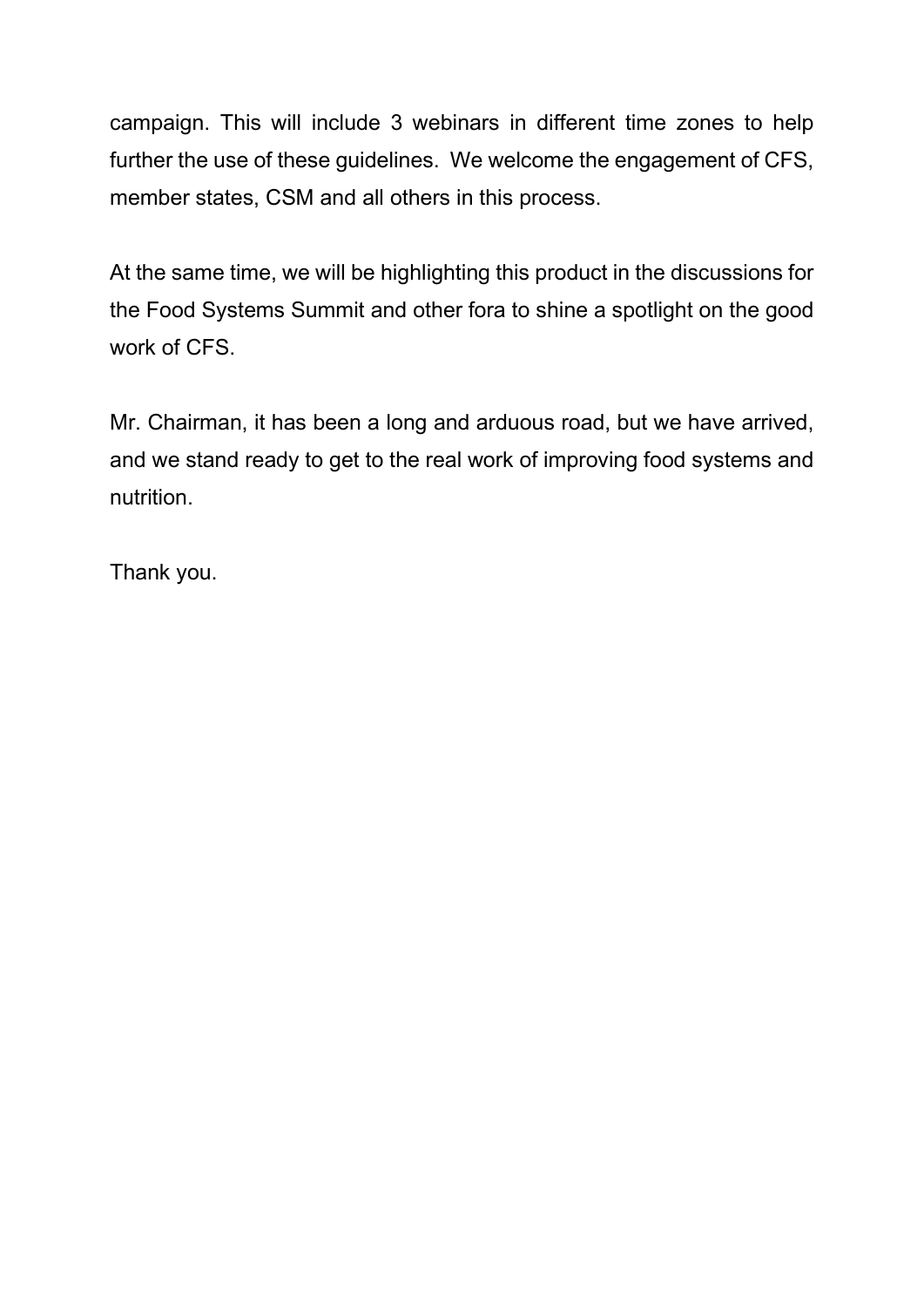campaign. This will include 3 webinars in different time zones to help further the use of these guidelines. We welcome the engagement of CFS, member states, CSM and all others in this process.

At the same time, we will be highlighting this product in the discussions for the Food Systems Summit and other fora to shine a spotlight on the good work of CFS.

Mr. Chairman, it has been a long and arduous road, but we have arrived, and we stand ready to get to the real work of improving food systems and nutrition.

Thank you.